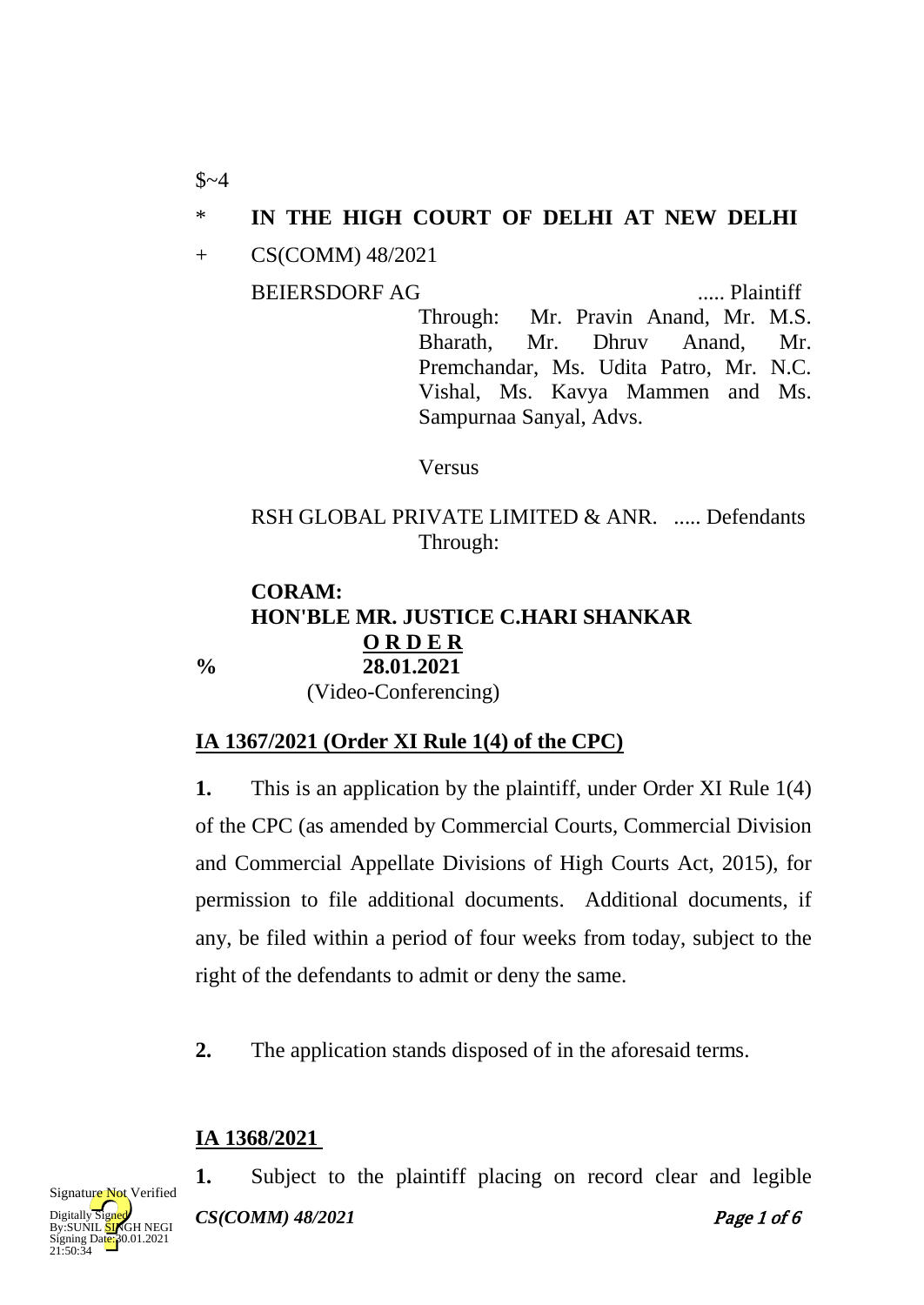$~4

\* **IN THE HIGH COURT OF DELHI AT NEW DELHI**

\+ CS(COMM) 48/2021

BEIERSDORF AG ..... Plaintiff

Through: Mr. Pravin Anand, Mr. M.S. Bharath, Mr. Dhruv Anand, Mr. Premchandar, Ms. Udita Patro, Mr. N.C. Vishal, Ms. Kavya Mammen and Ms. Sampurnaa Sanyal, Advs.

Versus

RSH GLOBAL PRIVATE LIMITED & ANR. ..... Defendants

Through:

**CORAM:**
**HON'BLE MR. JUSTICE C.HARI SHANKAR**

**O R D E R**

% **28.01.2021**

(Video-Conferencing)

**IA 1367/2021 (Order XI Rule 1(4) of the CPC)**

**1.** This is an application by the plaintiff, under Order XI Rule 1(4) of the CPC (as amended by Commercial Courts, Commercial Division and Commercial Appellate Divisions of High Courts Act, 2015), for permission to file additional documents. Additional documents, if any, be filed within a period of four weeks from today, subject to the right of the defendants to admit or deny the same.

**2.** The application stands disposed of in the aforesaid terms.

**IA 1368/2021**

**1.** Subject to the plaintiff placing on record clear and legible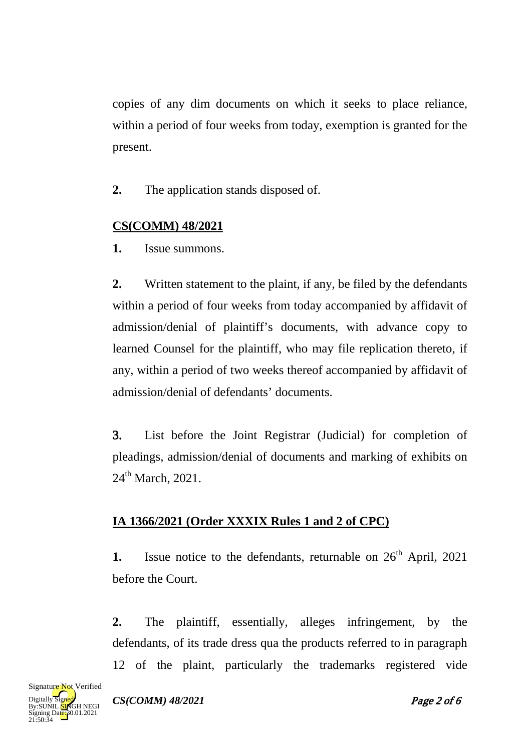copies of any dim documents on which it seeks to place reliance, within a period of four weeks from today, exemption is granted for the present.

**2.** The application stands disposed of.

**CS(COMM) 48/2021**

**1.** Issue summons.

**2.** Written statement to the plaint, if any, be filed by the defendants within a period of four weeks from today accompanied by affidavit of admission/denial of plaintiff's documents, with advance copy to learned Counsel for the plaintiff, who may file replication thereto, if any, within a period of two weeks thereof accompanied by affidavit of admission/denial of defendants' documents.

**3.** List before the Joint Registrar (Judicial) for completion of pleadings, admission/denial of documents and marking of exhibits on 24th March, 2021.

**IA 1366/2021 (Order XXXIX Rules 1 and 2 of CPC)**

**1.** Issue notice to the defendants, returnable on 26th April, 2021 before the Court.

**2.** The plaintiff, essentially, alleges infringement, by the defendants, of its trade dress qua the products referred to in paragraph 12 of the plaint, particularly the trademarks registered vide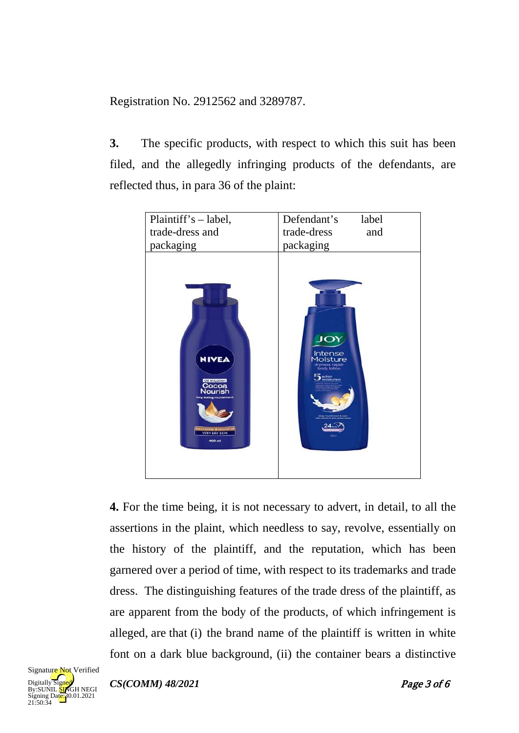Registration No. 2912562 and 3289787.

**3.** The specific products, with respect to which this suit has been filed, and the allegedly infringing products of the defendants, are reflected thus, in para 36 of the plaint:

| Plaintiff's – label, trade-dress and packaging | Defendant's label trade-dress and packaging |
| --- | --- |
| | |

**4.** For the time being, it is not necessary to advert, in detail, to all the assertions in the plaint, which needless to say, revolve, essentially on the history of the plaintiff, and the reputation, which has been garnered over a period of time, with respect to its trademarks and trade dress. The distinguishing features of the trade dress of the plaintiff, as are apparent from the body of the products, of which infringement is alleged, are that (i) the brand name of the plaintiff is written in white font on a dark blue background, (ii) the container bears a distinctive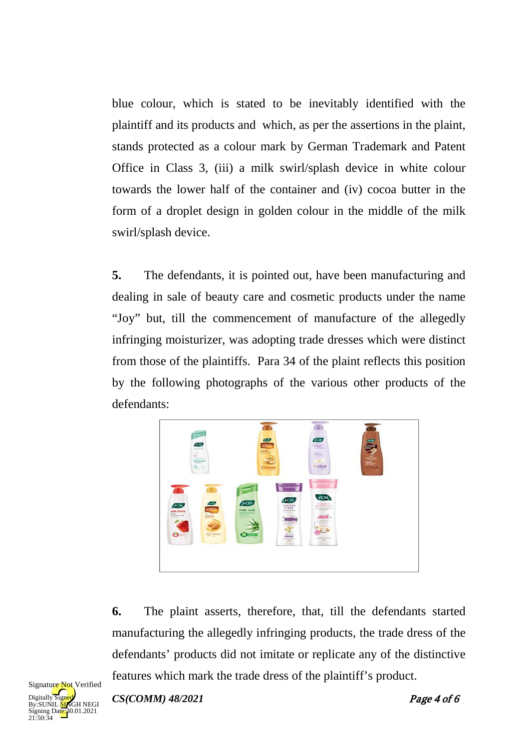blue colour, which is stated to be inevitably identified with the plaintiff and its products and which, as per the assertions in the plaint, stands protected as a colour mark by German Trademark and Patent Office in Class 3, (iii) a milk swirl/splash device in white colour towards the lower half of the container and (iv) cocoa butter in the form of a droplet design in golden colour in the middle of the milk swirl/splash device.

**5.** The defendants, it is pointed out, have been manufacturing and dealing in sale of beauty care and cosmetic products under the name "Joy" but, till the commencement of manufacture of the allegedly infringing moisturizer, was adopting trade dresses which were distinct from those of the plaintiffs. Para 34 of the plaint reflects this position by the following photographs of the various other products of the defendants:

**6.** The plaint asserts, therefore, that, till the defendants started manufacturing the allegedly infringing products, the trade dress of the defendants' products did not imitate or replicate any of the distinctive features which mark the trade dress of the plaintiff's product.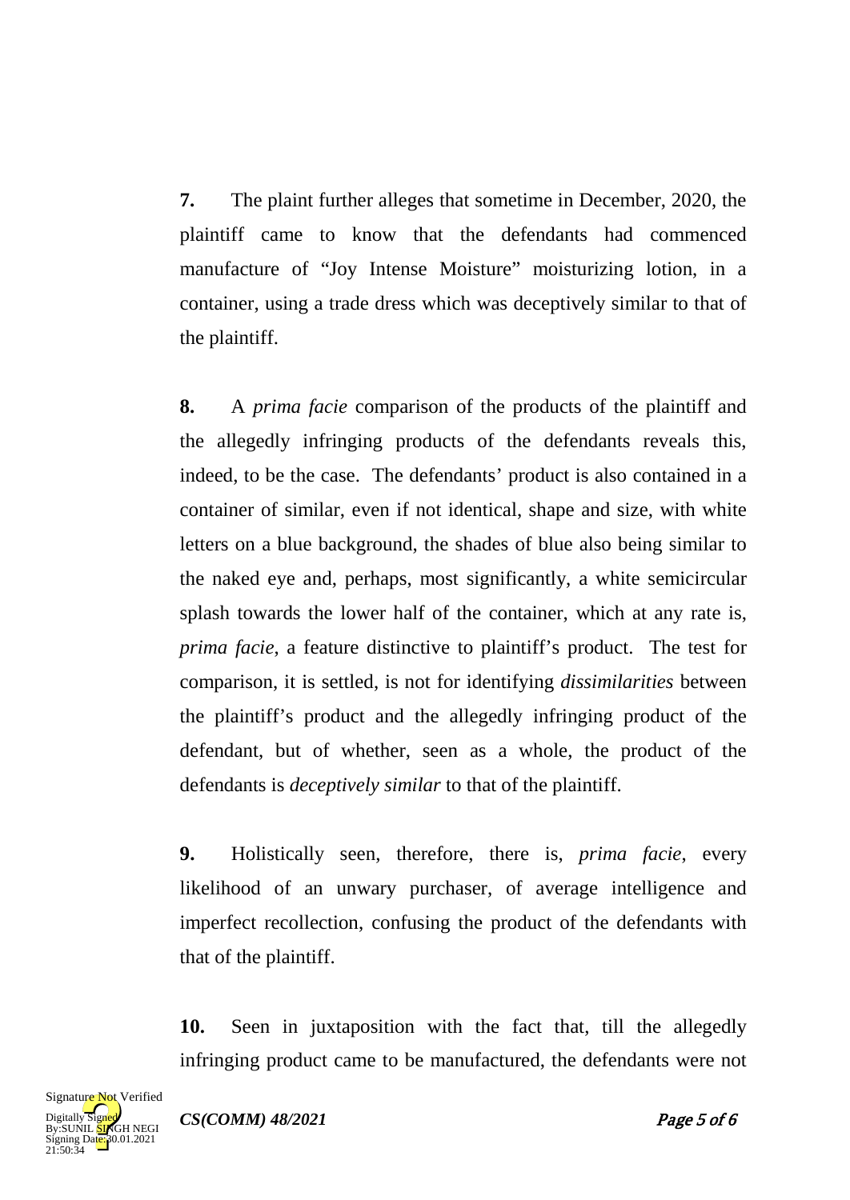**7.** The plaint further alleges that sometime in December, 2020, the plaintiff came to know that the defendants had commenced manufacture of "Joy Intense Moisture" moisturizing lotion, in a container, using a trade dress which was deceptively similar to that of the plaintiff.

**8.** A *prima facie* comparison of the products of the plaintiff and the allegedly infringing products of the defendants reveals this, indeed, to be the case. The defendants' product is also contained in a container of similar, even if not identical, shape and size, with white letters on a blue background, the shades of blue also being similar to the naked eye and, perhaps, most significantly, a white semicircular splash towards the lower half of the container, which at any rate is, *prima facie,* a feature distinctive to plaintiff's product. The test for comparison, it is settled, is not for identifying *dissimilarities* between the plaintiff's product and the allegedly infringing product of the defendant, but of whether, seen as a whole, the product of the defendants is *deceptively similar* to that of the plaintiff.

**9.** Holistically seen, therefore, there is, *prima facie*, every likelihood of an unwary purchaser, of average intelligence and imperfect recollection, confusing the product of the defendants with that of the plaintiff.

**10.** Seen in juxtaposition with the fact that, till the allegedly infringing product came to be manufactured, the defendants were not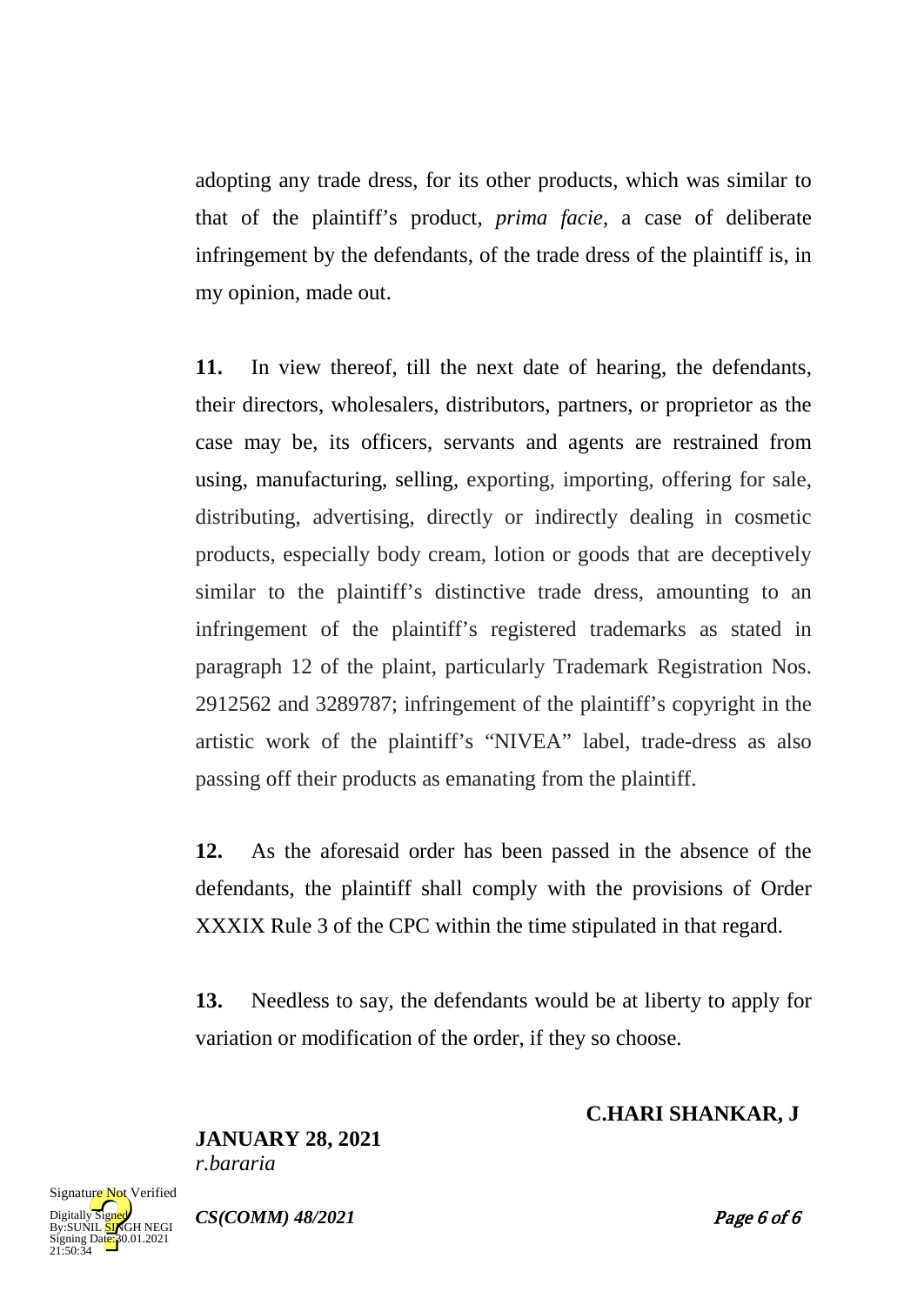adopting any trade dress, for its other products, which was similar to that of the plaintiff's product, *prima facie*, a case of deliberate infringement by the defendants, of the trade dress of the plaintiff is, in my opinion, made out.

**11.** In view thereof, till the next date of hearing, the defendants, their directors, wholesalers, distributors, partners, or proprietor as the case may be, its officers, servants and agents are restrained from using, manufacturing, selling, exporting, importing, offering for sale, distributing, advertising, directly or indirectly dealing in cosmetic products, especially body cream, lotion or goods that are deceptively similar to the plaintiff's distinctive trade dress, amounting to an infringement of the plaintiff's registered trademarks as stated in paragraph 12 of the plaint, particularly Trademark Registration Nos. 2912562 and 3289787; infringement of the plaintiff's copyright in the artistic work of the plaintiff's "NIVEA" label, trade-dress as also passing off their products as emanating from the plaintiff.

**12.** As the aforesaid order has been passed in the absence of the defendants, the plaintiff shall comply with the provisions of Order XXXIX Rule 3 of the CPC within the time stipulated in that regard.

**13.** Needless to say, the defendants would be at liberty to apply for variation or modification of the order, if they so choose.

**C.HARI SHANKAR, J**

**JANUARY 28, 2021**
*r.bararia*

Signature Not Verified
Digitally Signed By:SUNIL SINGH NEGI
Signing Date:30.01.2021 21:50:34